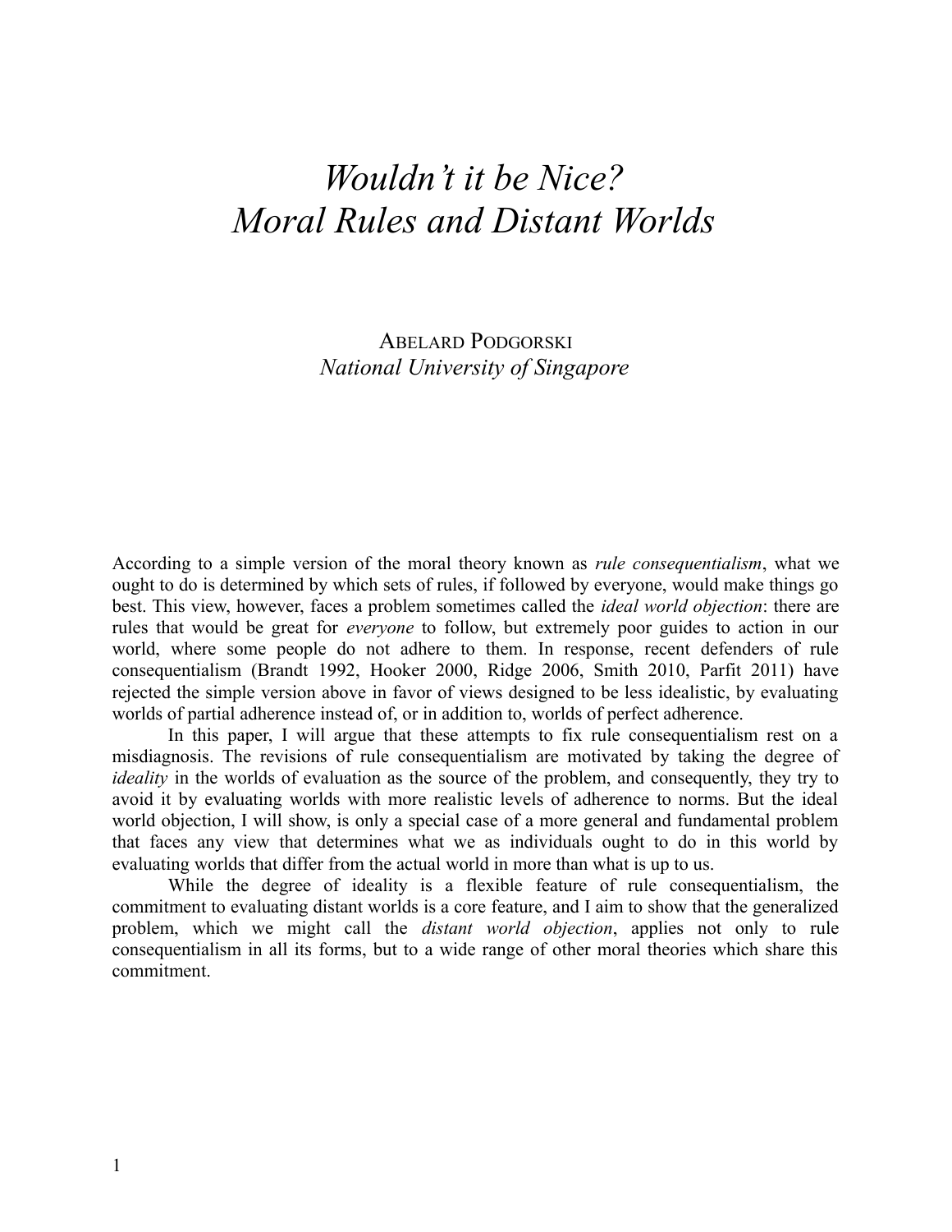# *Wouldn't it be Nice?*
# *Moral Rules and Distant Worlds*

ABELARD PODGORSKI
*National University of Singapore*

According to a simple version of the moral theory known as *rule consequentialism*, what we ought to do is determined by which sets of rules, if followed by everyone, would make things go best. This view, however, faces a problem sometimes called the *ideal world objection*: there are rules that would be great for *everyone* to follow, but extremely poor guides to action in our world, where some people do not adhere to them. In response, recent defenders of rule consequentialism (Brandt 1992, Hooker 2000, Ridge 2006, Smith 2010, Parfit 2011) have rejected the simple version above in favor of views designed to be less idealistic, by evaluating worlds of partial adherence instead of, or in addition to, worlds of perfect adherence.

In this paper, I will argue that these attempts to fix rule consequentialism rest on a misdiagnosis. The revisions of rule consequentialism are motivated by taking the degree of *ideality* in the worlds of evaluation as the source of the problem, and consequently, they try to avoid it by evaluating worlds with more realistic levels of adherence to norms. But the ideal world objection, I will show, is only a special case of a more general and fundamental problem that faces any view that determines what we as individuals ought to do in this world by evaluating worlds that differ from the actual world in more than what is up to us.

While the degree of ideality is a flexible feature of rule consequentialism, the commitment to evaluating distant worlds is a core feature, and I aim to show that the generalized problem, which we might call the *distant world objection*, applies not only to rule consequentialism in all its forms, but to a wide range of other moral theories which share this commitment.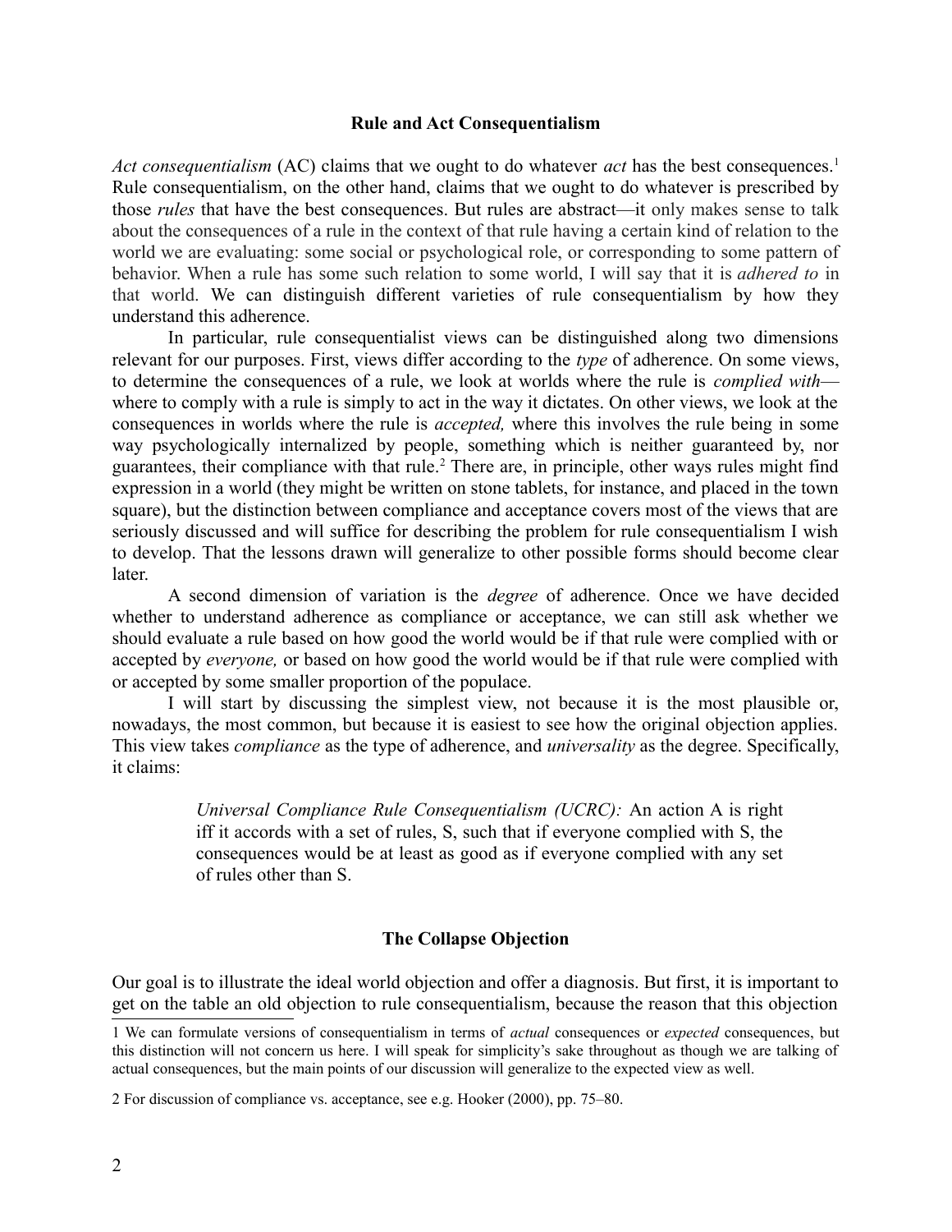## Rule and Act Consequentialism

*Act consequentialism* (AC) claims that we ought to do whatever *act* has the best consequences.[1] Rule consequentialism, on the other hand, claims that we ought to do whatever is prescribed by those *rules* that have the best consequences. But rules are abstract—it only makes sense to talk about the consequences of a rule in the context of that rule having a certain kind of relation to the world we are evaluating: some social or psychological role, or corresponding to some pattern of behavior. When a rule has some such relation to some world, I will say that it is *adhered to* in that world. We can distinguish different varieties of rule consequentialism by how they understand this adherence.

In particular, rule consequentialist views can be distinguished along two dimensions relevant for our purposes. First, views differ according to the *type* of adherence. On some views, to determine the consequences of a rule, we look at worlds where the rule is *complied with*—where to comply with a rule is simply to act in the way it dictates. On other views, we look at the consequences in worlds where the rule is *accepted,* where this involves the rule being in some way psychologically internalized by people, something which is neither guaranteed by, nor guarantees, their compliance with that rule.[2] There are, in principle, other ways rules might find expression in a world (they might be written on stone tablets, for instance, and placed in the town square), but the distinction between compliance and acceptance covers most of the views that are seriously discussed and will suffice for describing the problem for rule consequentialism I wish to develop. That the lessons drawn will generalize to other possible forms should become clear later.

A second dimension of variation is the *degree* of adherence. Once we have decided whether to understand adherence as compliance or acceptance, we can still ask whether we should evaluate a rule based on how good the world would be if that rule were complied with or accepted by *everyone,* or based on how good the world would be if that rule were complied with or accepted by some smaller proportion of the populace.

I will start by discussing the simplest view, not because it is the most plausible or, nowadays, the most common, but because it is easiest to see how the original objection applies. This view takes *compliance* as the type of adherence, and *universality* as the degree. Specifically, it claims:

> *Universal Compliance Rule Consequentialism (UCRC):* An action A is right iff it accords with a set of rules, S, such that if everyone complied with S, the consequences would be at least as good as if everyone complied with any set of rules other than S.

## The Collapse Objection

Our goal is to illustrate the ideal world objection and offer a diagnosis. But first, it is important to get on the table an old objection to rule consequentialism, because the reason that this objection

---

1 We can formulate versions of consequentialism in terms of *actual* consequences or *expected* consequences, but this distinction will not concern us here. I will speak for simplicity's sake throughout as though we are talking of actual consequences, but the main points of our discussion will generalize to the expected view as well.

2 For discussion of compliance vs. acceptance, see e.g. Hooker (2000), pp. 75–80.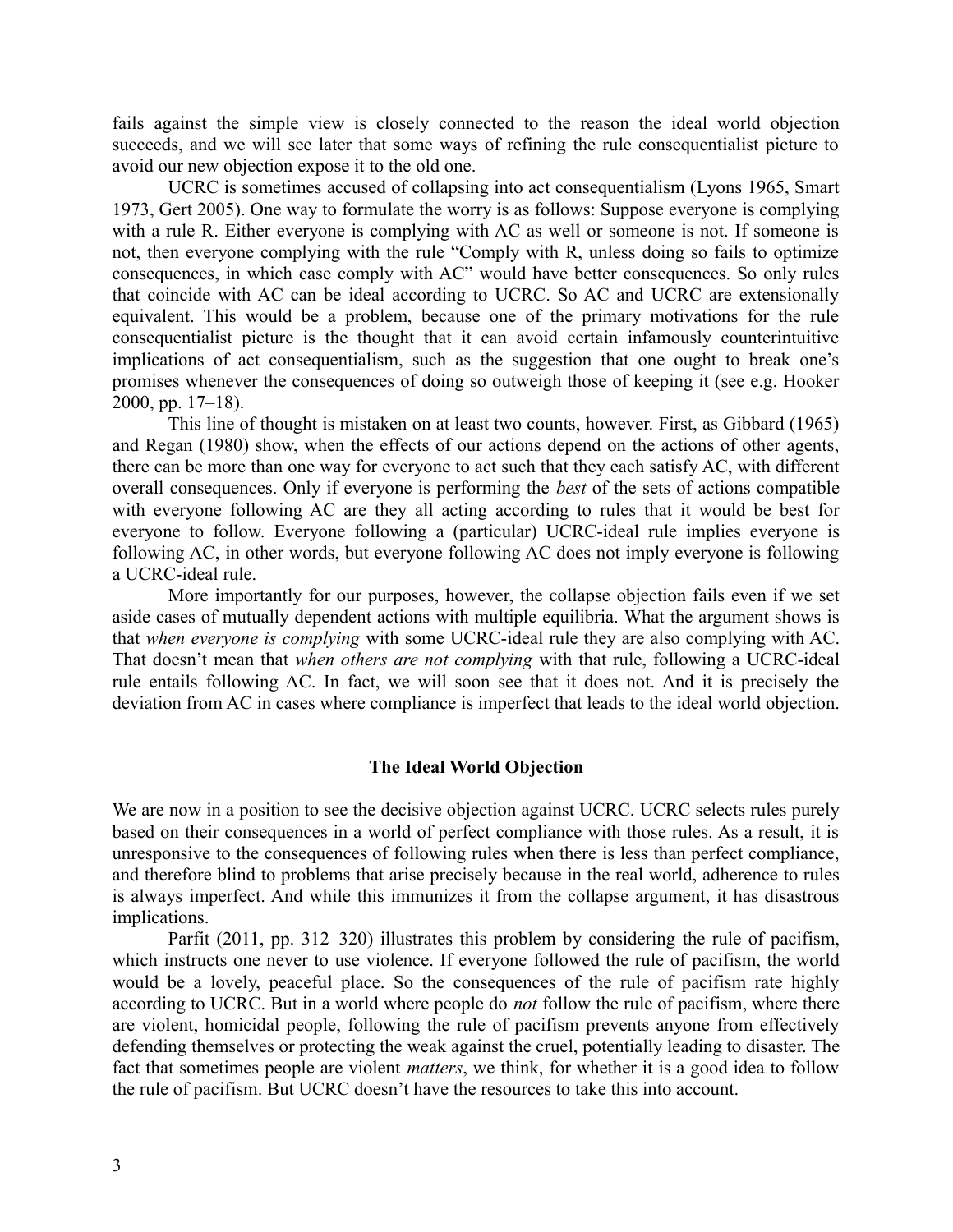fails against the simple view is closely connected to the reason the ideal world objection succeeds, and we will see later that some ways of refining the rule consequentialist picture to avoid our new objection expose it to the old one.

UCRC is sometimes accused of collapsing into act consequentialism (Lyons 1965, Smart 1973, Gert 2005). One way to formulate the worry is as follows: Suppose everyone is complying with a rule R. Either everyone is complying with AC as well or someone is not. If someone is not, then everyone complying with the rule "Comply with R, unless doing so fails to optimize consequences, in which case comply with AC" would have better consequences. So only rules that coincide with AC can be ideal according to UCRC. So AC and UCRC are extensionally equivalent. This would be a problem, because one of the primary motivations for the rule consequentialist picture is the thought that it can avoid certain infamously counterintuitive implications of act consequentialism, such as the suggestion that one ought to break one's promises whenever the consequences of doing so outweigh those of keeping it (see e.g. Hooker 2000, pp. 17–18).

This line of thought is mistaken on at least two counts, however. First, as Gibbard (1965) and Regan (1980) show, when the effects of our actions depend on the actions of other agents, there can be more than one way for everyone to act such that they each satisfy AC, with different overall consequences. Only if everyone is performing the *best* of the sets of actions compatible with everyone following AC are they all acting according to rules that it would be best for everyone to follow. Everyone following a (particular) UCRC-ideal rule implies everyone is following AC, in other words, but everyone following AC does not imply everyone is following a UCRC-ideal rule.

More importantly for our purposes, however, the collapse objection fails even if we set aside cases of mutually dependent actions with multiple equilibria. What the argument shows is that *when everyone is complying* with some UCRC-ideal rule they are also complying with AC. That doesn't mean that *when others are not complying* with that rule, following a UCRC-ideal rule entails following AC. In fact, we will soon see that it does not. And it is precisely the deviation from AC in cases where compliance is imperfect that leads to the ideal world objection.

## The Ideal World Objection

We are now in a position to see the decisive objection against UCRC. UCRC selects rules purely based on their consequences in a world of perfect compliance with those rules. As a result, it is unresponsive to the consequences of following rules when there is less than perfect compliance, and therefore blind to problems that arise precisely because in the real world, adherence to rules is always imperfect. And while this immunizes it from the collapse argument, it has disastrous implications.

Parfit (2011, pp. 312–320) illustrates this problem by considering the rule of pacifism, which instructs one never to use violence. If everyone followed the rule of pacifism, the world would be a lovely, peaceful place. So the consequences of the rule of pacifism rate highly according to UCRC. But in a world where people do *not* follow the rule of pacifism, where there are violent, homicidal people, following the rule of pacifism prevents anyone from effectively defending themselves or protecting the weak against the cruel, potentially leading to disaster. The fact that sometimes people are violent *matters*, we think, for whether it is a good idea to follow the rule of pacifism. But UCRC doesn't have the resources to take this into account.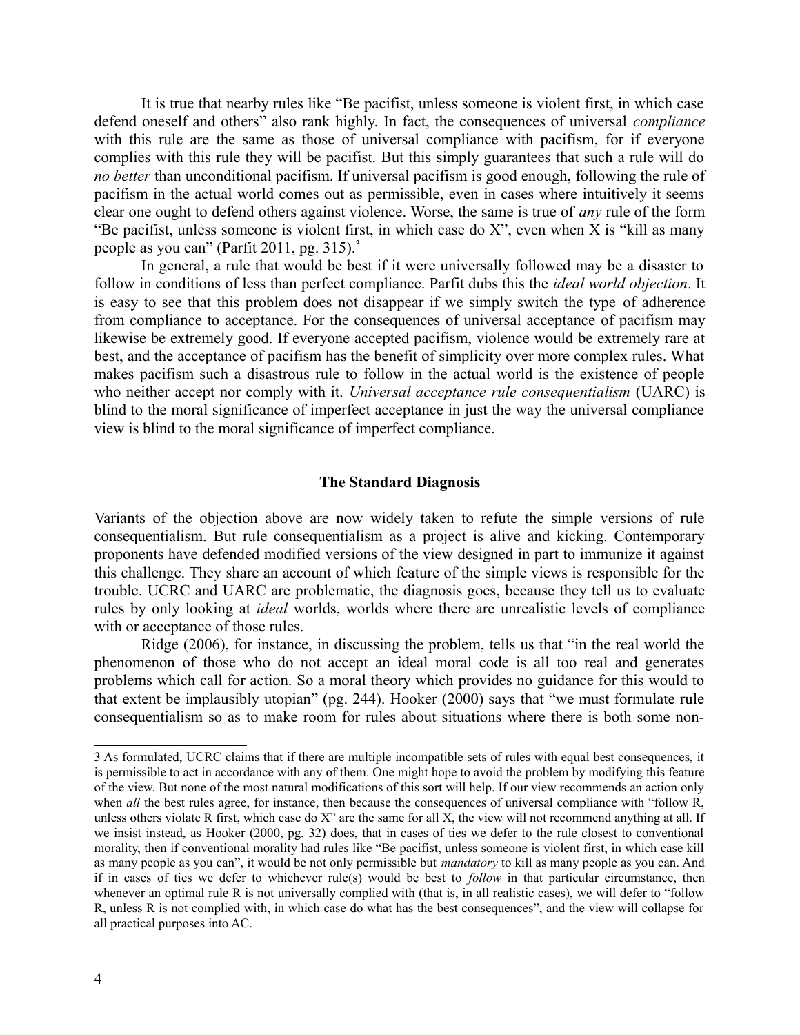It is true that nearby rules like "Be pacifist, unless someone is violent first, in which case defend oneself and others" also rank highly. In fact, the consequences of universal *compliance* with this rule are the same as those of universal compliance with pacifism, for if everyone complies with this rule they will be pacifist. But this simply guarantees that such a rule will do *no better* than unconditional pacifism. If universal pacifism is good enough, following the rule of pacifism in the actual world comes out as permissible, even in cases where intuitively it seems clear one ought to defend others against violence. Worse, the same is true of *any* rule of the form "Be pacifist, unless someone is violent first, in which case do X", even when X is "kill as many people as you can" (Parfit 2011, pg. 315).[3]

In general, a rule that would be best if it were universally followed may be a disaster to follow in conditions of less than perfect compliance. Parfit dubs this the *ideal world objection*. It is easy to see that this problem does not disappear if we simply switch the type of adherence from compliance to acceptance. For the consequences of universal acceptance of pacifism may likewise be extremely good. If everyone accepted pacifism, violence would be extremely rare at best, and the acceptance of pacifism has the benefit of simplicity over more complex rules. What makes pacifism such a disastrous rule to follow in the actual world is the existence of people who neither accept nor comply with it. *Universal acceptance rule consequentialism* (UARC) is blind to the moral significance of imperfect acceptance in just the way the universal compliance view is blind to the moral significance of imperfect compliance.

## The Standard Diagnosis

Variants of the objection above are now widely taken to refute the simple versions of rule consequentialism. But rule consequentialism as a project is alive and kicking. Contemporary proponents have defended modified versions of the view designed in part to immunize it against this challenge. They share an account of which feature of the simple views is responsible for the trouble. UCRC and UARC are problematic, the diagnosis goes, because they tell us to evaluate rules by only looking at *ideal* worlds, worlds where there are unrealistic levels of compliance with or acceptance of those rules.

Ridge (2006), for instance, in discussing the problem, tells us that "in the real world the phenomenon of those who do not accept an ideal moral code is all too real and generates problems which call for action. So a moral theory which provides no guidance for this would to that extent be implausibly utopian" (pg. 244). Hooker (2000) says that "we must formulate rule consequentialism so as to make room for rules about situations where there is both some non-

---

3 As formulated, UCRC claims that if there are multiple incompatible sets of rules with equal best consequences, it is permissible to act in accordance with any of them. One might hope to avoid the problem by modifying this feature of the view. But none of the most natural modifications of this sort will help. If our view recommends an action only when *all* the best rules agree, for instance, then because the consequences of universal compliance with "follow R, unless others violate R first, which case do X" are the same for all X, the view will not recommend anything at all. If we insist instead, as Hooker (2000, pg. 32) does, that in cases of ties we defer to the rule closest to conventional morality, then if conventional morality had rules like "Be pacifist, unless someone is violent first, in which case kill as many people as you can", it would be not only permissible but *mandatory* to kill as many people as you can. And if in cases of ties we defer to whichever rule(s) would be best to *follow* in that particular circumstance, then whenever an optimal rule R is not universally complied with (that is, in all realistic cases), we will defer to "follow R, unless R is not complied with, in which case do what has the best consequences", and the view will collapse for all practical purposes into AC.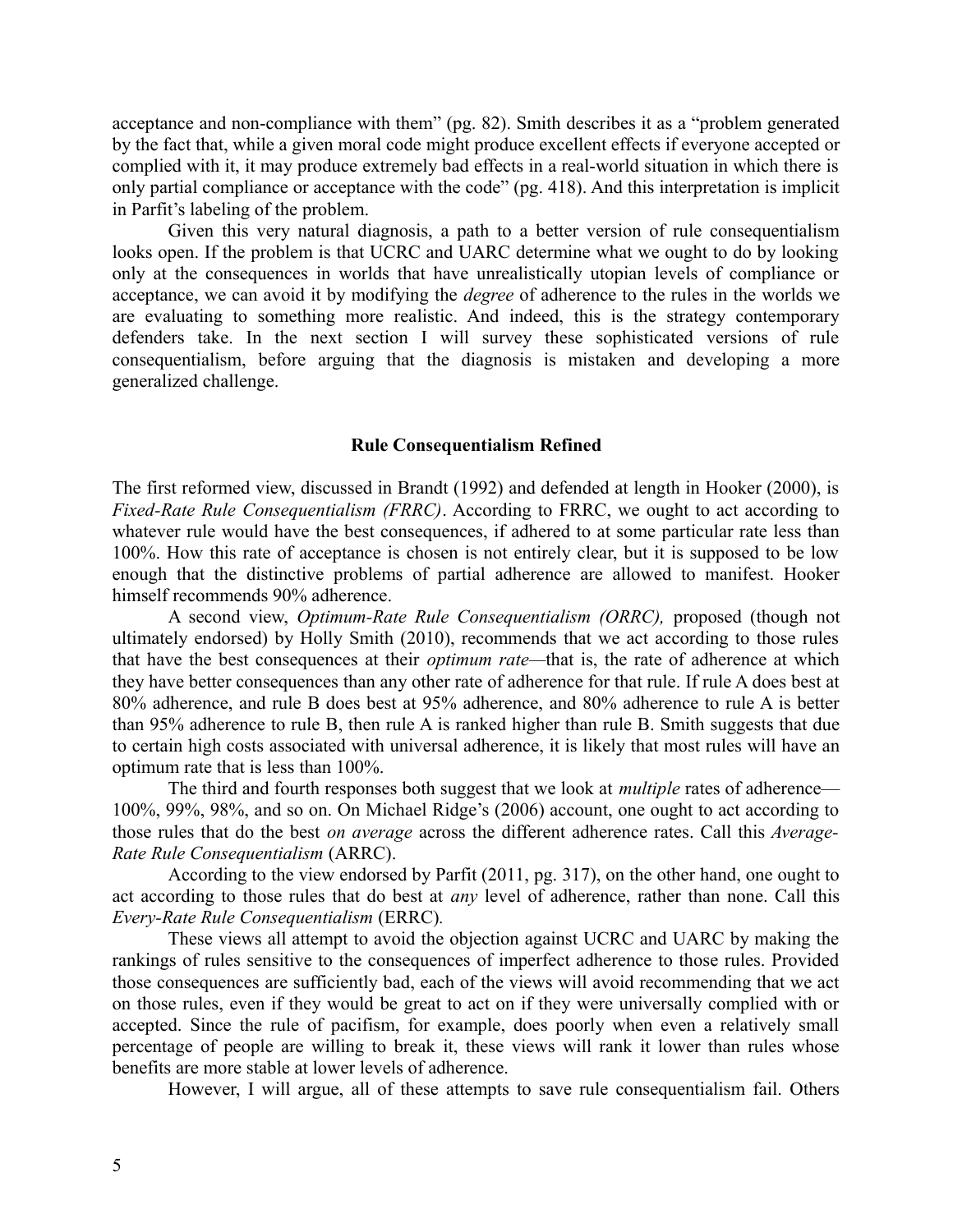acceptance and non-compliance with them" (pg. 82). Smith describes it as a "problem generated by the fact that, while a given moral code might produce excellent effects if everyone accepted or complied with it, it may produce extremely bad effects in a real-world situation in which there is only partial compliance or acceptance with the code" (pg. 418). And this interpretation is implicit in Parfit's labeling of the problem.

Given this very natural diagnosis, a path to a better version of rule consequentialism looks open. If the problem is that UCRC and UARC determine what we ought to do by looking only at the consequences in worlds that have unrealistically utopian levels of compliance or acceptance, we can avoid it by modifying the *degree* of adherence to the rules in the worlds we are evaluating to something more realistic. And indeed, this is the strategy contemporary defenders take. In the next section I will survey these sophisticated versions of rule consequentialism, before arguing that the diagnosis is mistaken and developing a more generalized challenge.

## Rule Consequentialism Refined

The first reformed view, discussed in Brandt (1992) and defended at length in Hooker (2000), is *Fixed-Rate Rule Consequentialism (FRRC)*. According to FRRC, we ought to act according to whatever rule would have the best consequences, if adhered to at some particular rate less than 100%. How this rate of acceptance is chosen is not entirely clear, but it is supposed to be low enough that the distinctive problems of partial adherence are allowed to manifest. Hooker himself recommends 90% adherence.

A second view, *Optimum-Rate Rule Consequentialism (ORRC),* proposed (though not ultimately endorsed) by Holly Smith (2010), recommends that we act according to those rules that have the best consequences at their *optimum rate*—that is, the rate of adherence at which they have better consequences than any other rate of adherence for that rule. If rule A does best at 80% adherence, and rule B does best at 95% adherence, and 80% adherence to rule A is better than 95% adherence to rule B, then rule A is ranked higher than rule B. Smith suggests that due to certain high costs associated with universal adherence, it is likely that most rules will have an optimum rate that is less than 100%.

The third and fourth responses both suggest that we look at *multiple* rates of adherence—100%, 99%, 98%, and so on. On Michael Ridge's (2006) account, one ought to act according to those rules that do the best *on average* across the different adherence rates. Call this *Average-Rate Rule Consequentialism* (ARRC).

According to the view endorsed by Parfit (2011, pg. 317), on the other hand, one ought to act according to those rules that do best at *any* level of adherence, rather than none. Call this *Every-Rate Rule Consequentialism* (ERRC).

These views all attempt to avoid the objection against UCRC and UARC by making the rankings of rules sensitive to the consequences of imperfect adherence to those rules. Provided those consequences are sufficiently bad, each of the views will avoid recommending that we act on those rules, even if they would be great to act on if they were universally complied with or accepted. Since the rule of pacifism, for example, does poorly when even a relatively small percentage of people are willing to break it, these views will rank it lower than rules whose benefits are more stable at lower levels of adherence.

However, I will argue, all of these attempts to save rule consequentialism fail. Others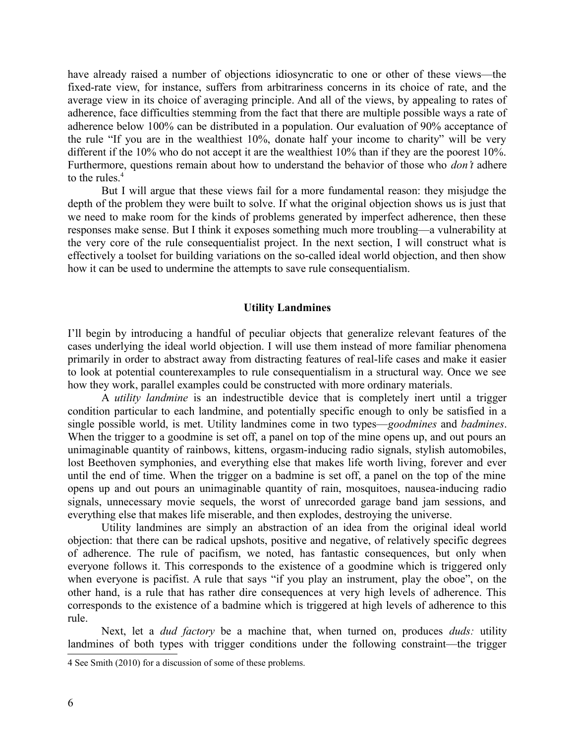have already raised a number of objections idiosyncratic to one or other of these views—the fixed-rate view, for instance, suffers from arbitrariness concerns in its choice of rate, and the average view in its choice of averaging principle. And all of the views, by appealing to rates of adherence, face difficulties stemming from the fact that there are multiple possible ways a rate of adherence below 100% can be distributed in a population. Our evaluation of 90% acceptance of the rule "If you are in the wealthiest 10%, donate half your income to charity" will be very different if the 10% who do not accept it are the wealthiest 10% than if they are the poorest 10%. Furthermore, questions remain about how to understand the behavior of those who *don't* adhere to the rules.[4]

But I will argue that these views fail for a more fundamental reason: they misjudge the depth of the problem they were built to solve. If what the original objection shows us is just that we need to make room for the kinds of problems generated by imperfect adherence, then these responses make sense. But I think it exposes something much more troubling—a vulnerability at the very core of the rule consequentialist project. In the next section, I will construct what is effectively a toolset for building variations on the so-called ideal world objection, and then show how it can be used to undermine the attempts to save rule consequentialism.

## Utility Landmines

I'll begin by introducing a handful of peculiar objects that generalize relevant features of the cases underlying the ideal world objection. I will use them instead of more familiar phenomena primarily in order to abstract away from distracting features of real-life cases and make it easier to look at potential counterexamples to rule consequentialism in a structural way. Once we see how they work, parallel examples could be constructed with more ordinary materials.

A *utility landmine* is an indestructible device that is completely inert until a trigger condition particular to each landmine, and potentially specific enough to only be satisfied in a single possible world, is met. Utility landmines come in two types—*goodmines* and *badmines*. When the trigger to a goodmine is set off, a panel on top of the mine opens up, and out pours an unimaginable quantity of rainbows, kittens, orgasm-inducing radio signals, stylish automobiles, lost Beethoven symphonies, and everything else that makes life worth living, forever and ever until the end of time. When the trigger on a badmine is set off, a panel on the top of the mine opens up and out pours an unimaginable quantity of rain, mosquitoes, nausea-inducing radio signals, unnecessary movie sequels, the worst of unrecorded garage band jam sessions, and everything else that makes life miserable, and then explodes, destroying the universe.

Utility landmines are simply an abstraction of an idea from the original ideal world objection: that there can be radical upshots, positive and negative, of relatively specific degrees of adherence. The rule of pacifism, we noted, has fantastic consequences, but only when everyone follows it. This corresponds to the existence of a goodmine which is triggered only when everyone is pacifist. A rule that says "if you play an instrument, play the oboe", on the other hand, is a rule that has rather dire consequences at very high levels of adherence. This corresponds to the existence of a badmine which is triggered at high levels of adherence to this rule.

Next, let a *dud factory* be a machine that, when turned on, produces *duds:* utility landmines of both types with trigger conditions under the following constraint—the trigger

[4] See Smith (2010) for a discussion of some of these problems.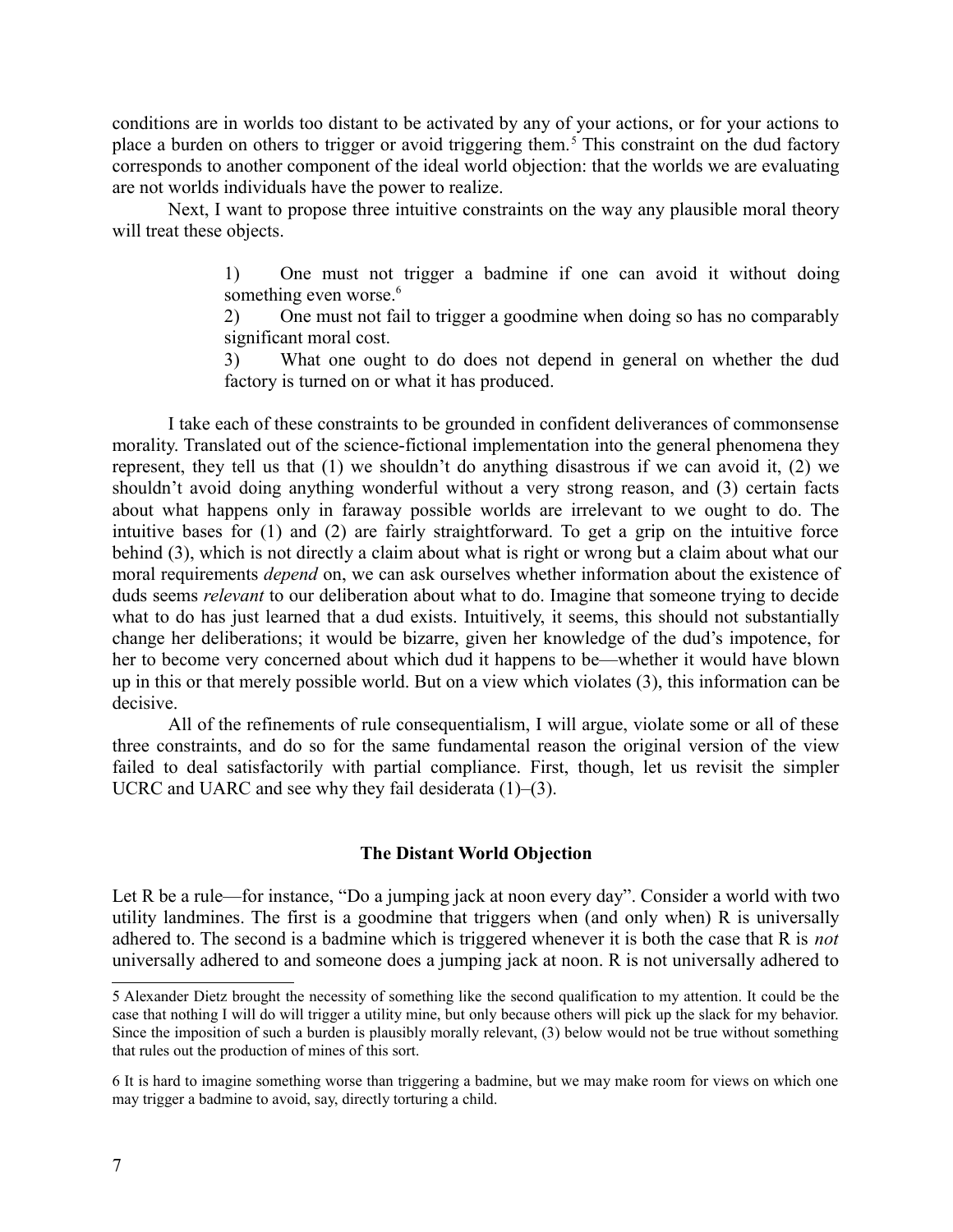conditions are in worlds too distant to be activated by any of your actions, or for your actions to place a burden on others to trigger or avoid triggering them.[5] This constraint on the dud factory corresponds to another component of the ideal world objection: that the worlds we are evaluating are not worlds individuals have the power to realize.

Next, I want to propose three intuitive constraints on the way any plausible moral theory will treat these objects.

> 1) One must not trigger a badmine if one can avoid it without doing something even worse.[6]
>
> 2) One must not fail to trigger a goodmine when doing so has no comparably significant moral cost.
>
> 3) What one ought to do does not depend in general on whether the dud factory is turned on or what it has produced.

I take each of these constraints to be grounded in confident deliverances of commonsense morality. Translated out of the science-fictional implementation into the general phenomena they represent, they tell us that (1) we shouldn't do anything disastrous if we can avoid it, (2) we shouldn't avoid doing anything wonderful without a very strong reason, and (3) certain facts about what happens only in faraway possible worlds are irrelevant to we ought to do. The intuitive bases for (1) and (2) are fairly straightforward. To get a grip on the intuitive force behind (3), which is not directly a claim about what is right or wrong but a claim about what our moral requirements *depend* on, we can ask ourselves whether information about the existence of duds seems *relevant* to our deliberation about what to do. Imagine that someone trying to decide what to do has just learned that a dud exists. Intuitively, it seems, this should not substantially change her deliberations; it would be bizarre, given her knowledge of the dud's impotence, for her to become very concerned about which dud it happens to be—whether it would have blown up in this or that merely possible world. But on a view which violates (3), this information can be decisive.

All of the refinements of rule consequentialism, I will argue, violate some or all of these three constraints, and do so for the same fundamental reason the original version of the view failed to deal satisfactorily with partial compliance. First, though, let us revisit the simpler UCRC and UARC and see why they fail desiderata (1)–(3).

## The Distant World Objection

Let R be a rule—for instance, "Do a jumping jack at noon every day". Consider a world with two utility landmines. The first is a goodmine that triggers when (and only when) R is universally adhered to. The second is a badmine which is triggered whenever it is both the case that R is *not* universally adhered to and someone does a jumping jack at noon. R is not universally adhered to

---

[5] Alexander Dietz brought the necessity of something like the second qualification to my attention. It could be the case that nothing I will do will trigger a utility mine, but only because others will pick up the slack for my behavior. Since the imposition of such a burden is plausibly morally relevant, (3) below would not be true without something that rules out the production of mines of this sort.

[6] It is hard to imagine something worse than triggering a badmine, but we may make room for views on which one may trigger a badmine to avoid, say, directly torturing a child.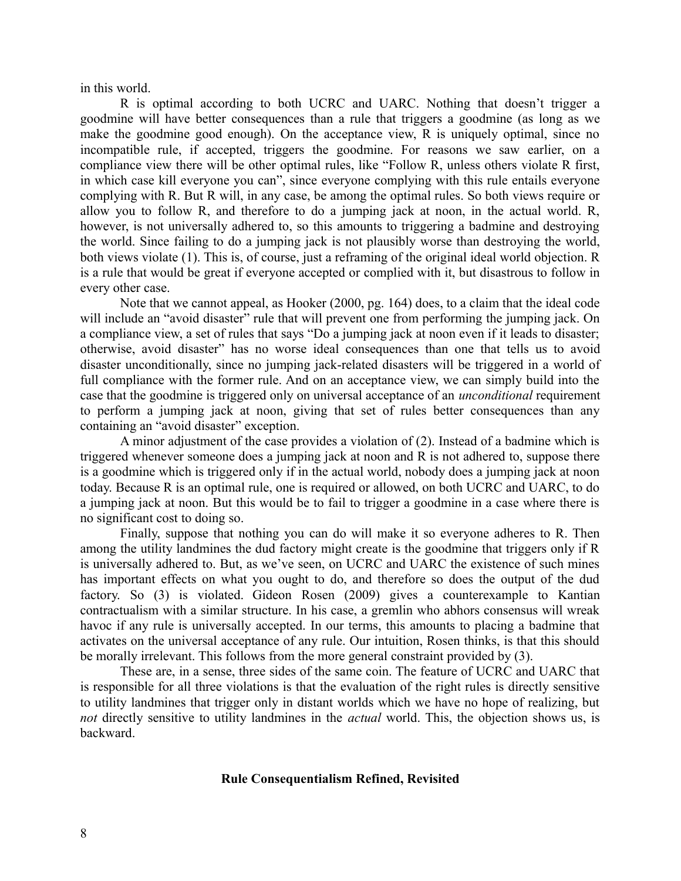in this world.

R is optimal according to both UCRC and UARC. Nothing that doesn't trigger a goodmine will have better consequences than a rule that triggers a goodmine (as long as we make the goodmine good enough). On the acceptance view, R is uniquely optimal, since no incompatible rule, if accepted, triggers the goodmine. For reasons we saw earlier, on a compliance view there will be other optimal rules, like "Follow R, unless others violate R first, in which case kill everyone you can", since everyone complying with this rule entails everyone complying with R. But R will, in any case, be among the optimal rules. So both views require or allow you to follow R, and therefore to do a jumping jack at noon, in the actual world. R, however, is not universally adhered to, so this amounts to triggering a badmine and destroying the world. Since failing to do a jumping jack is not plausibly worse than destroying the world, both views violate (1). This is, of course, just a reframing of the original ideal world objection. R is a rule that would be great if everyone accepted or complied with it, but disastrous to follow in every other case.

Note that we cannot appeal, as Hooker (2000, pg. 164) does, to a claim that the ideal code will include an "avoid disaster" rule that will prevent one from performing the jumping jack. On a compliance view, a set of rules that says "Do a jumping jack at noon even if it leads to disaster; otherwise, avoid disaster" has no worse ideal consequences than one that tells us to avoid disaster unconditionally, since no jumping jack-related disasters will be triggered in a world of full compliance with the former rule. And on an acceptance view, we can simply build into the case that the goodmine is triggered only on universal acceptance of an *unconditional* requirement to perform a jumping jack at noon, giving that set of rules better consequences than any containing an "avoid disaster" exception.

A minor adjustment of the case provides a violation of (2). Instead of a badmine which is triggered whenever someone does a jumping jack at noon and R is not adhered to, suppose there is a goodmine which is triggered only if in the actual world, nobody does a jumping jack at noon today. Because R is an optimal rule, one is required or allowed, on both UCRC and UARC, to do a jumping jack at noon. But this would be to fail to trigger a goodmine in a case where there is no significant cost to doing so.

Finally, suppose that nothing you can do will make it so everyone adheres to R. Then among the utility landmines the dud factory might create is the goodmine that triggers only if R is universally adhered to. But, as we've seen, on UCRC and UARC the existence of such mines has important effects on what you ought to do, and therefore so does the output of the dud factory. So (3) is violated. Gideon Rosen (2009) gives a counterexample to Kantian contractualism with a similar structure. In his case, a gremlin who abhors consensus will wreak havoc if any rule is universally accepted. In our terms, this amounts to placing a badmine that activates on the universal acceptance of any rule. Our intuition, Rosen thinks, is that this should be morally irrelevant. This follows from the more general constraint provided by (3).

These are, in a sense, three sides of the same coin. The feature of UCRC and UARC that is responsible for all three violations is that the evaluation of the right rules is directly sensitive to utility landmines that trigger only in distant worlds which we have no hope of realizing, but *not* directly sensitive to utility landmines in the *actual* world. This, the objection shows us, is backward.

## Rule Consequentialism Refined, Revisited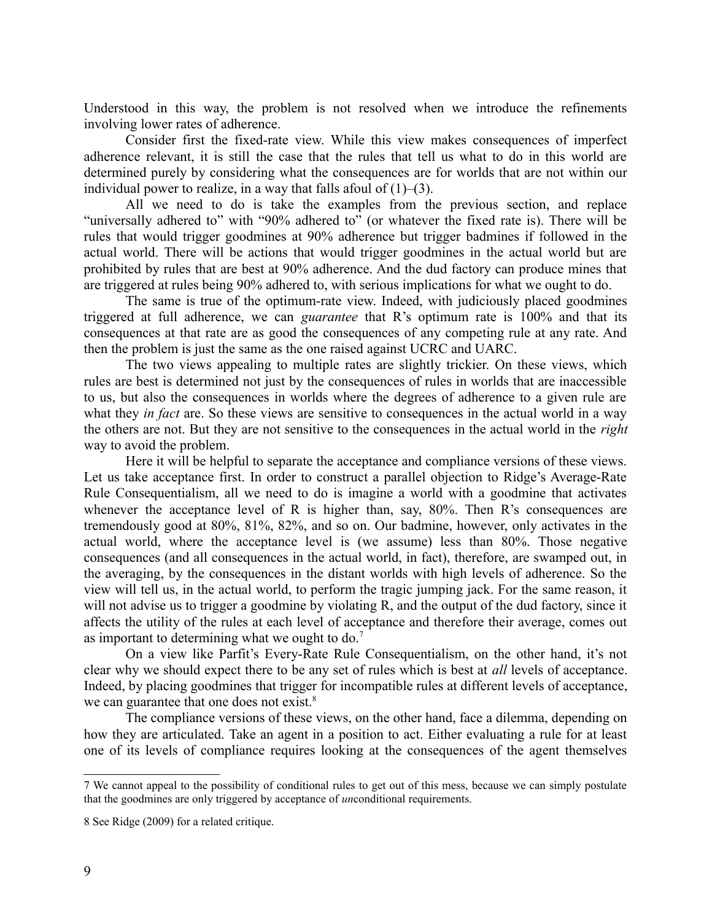Understood in this way, the problem is not resolved when we introduce the refinements involving lower rates of adherence.

Consider first the fixed-rate view. While this view makes consequences of imperfect adherence relevant, it is still the case that the rules that tell us what to do in this world are determined purely by considering what the consequences are for worlds that are not within our individual power to realize, in a way that falls afoul of (1)–(3).

All we need to do is take the examples from the previous section, and replace "universally adhered to" with "90% adhered to" (or whatever the fixed rate is). There will be rules that would trigger goodmines at 90% adherence but trigger badmines if followed in the actual world. There will be actions that would trigger goodmines in the actual world but are prohibited by rules that are best at 90% adherence. And the dud factory can produce mines that are triggered at rules being 90% adhered to, with serious implications for what we ought to do.

The same is true of the optimum-rate view. Indeed, with judiciously placed goodmines triggered at full adherence, we can *guarantee* that R's optimum rate is 100% and that its consequences at that rate are as good the consequences of any competing rule at any rate. And then the problem is just the same as the one raised against UCRC and UARC.

The two views appealing to multiple rates are slightly trickier. On these views, which rules are best is determined not just by the consequences of rules in worlds that are inaccessible to us, but also the consequences in worlds where the degrees of adherence to a given rule are what they *in fact* are. So these views are sensitive to consequences in the actual world in a way the others are not. But they are not sensitive to the consequences in the actual world in the *right* way to avoid the problem.

Here it will be helpful to separate the acceptance and compliance versions of these views. Let us take acceptance first. In order to construct a parallel objection to Ridge's Average-Rate Rule Consequentialism, all we need to do is imagine a world with a goodmine that activates whenever the acceptance level of R is higher than, say, 80%. Then R's consequences are tremendously good at 80%, 81%, 82%, and so on. Our badmine, however, only activates in the actual world, where the acceptance level is (we assume) less than 80%. Those negative consequences (and all consequences in the actual world, in fact), therefore, are swamped out, in the averaging, by the consequences in the distant worlds with high levels of adherence. So the view will tell us, in the actual world, to perform the tragic jumping jack. For the same reason, it will not advise us to trigger a goodmine by violating R, and the output of the dud factory, since it affects the utility of the rules at each level of acceptance and therefore their average, comes out as important to determining what we ought to do.[7]

On a view like Parfit's Every-Rate Rule Consequentialism, on the other hand, it's not clear why we should expect there to be any set of rules which is best at *all* levels of acceptance. Indeed, by placing goodmines that trigger for incompatible rules at different levels of acceptance, we can guarantee that one does not exist.[8]

The compliance versions of these views, on the other hand, face a dilemma, depending on how they are articulated. Take an agent in a position to act. Either evaluating a rule for at least one of its levels of compliance requires looking at the consequences of the agent themselves

---

7 We cannot appeal to the possibility of conditional rules to get out of this mess, because we can simply postulate that the goodmines are only triggered by acceptance of *un*conditional requirements.

8 See Ridge (2009) for a related critique.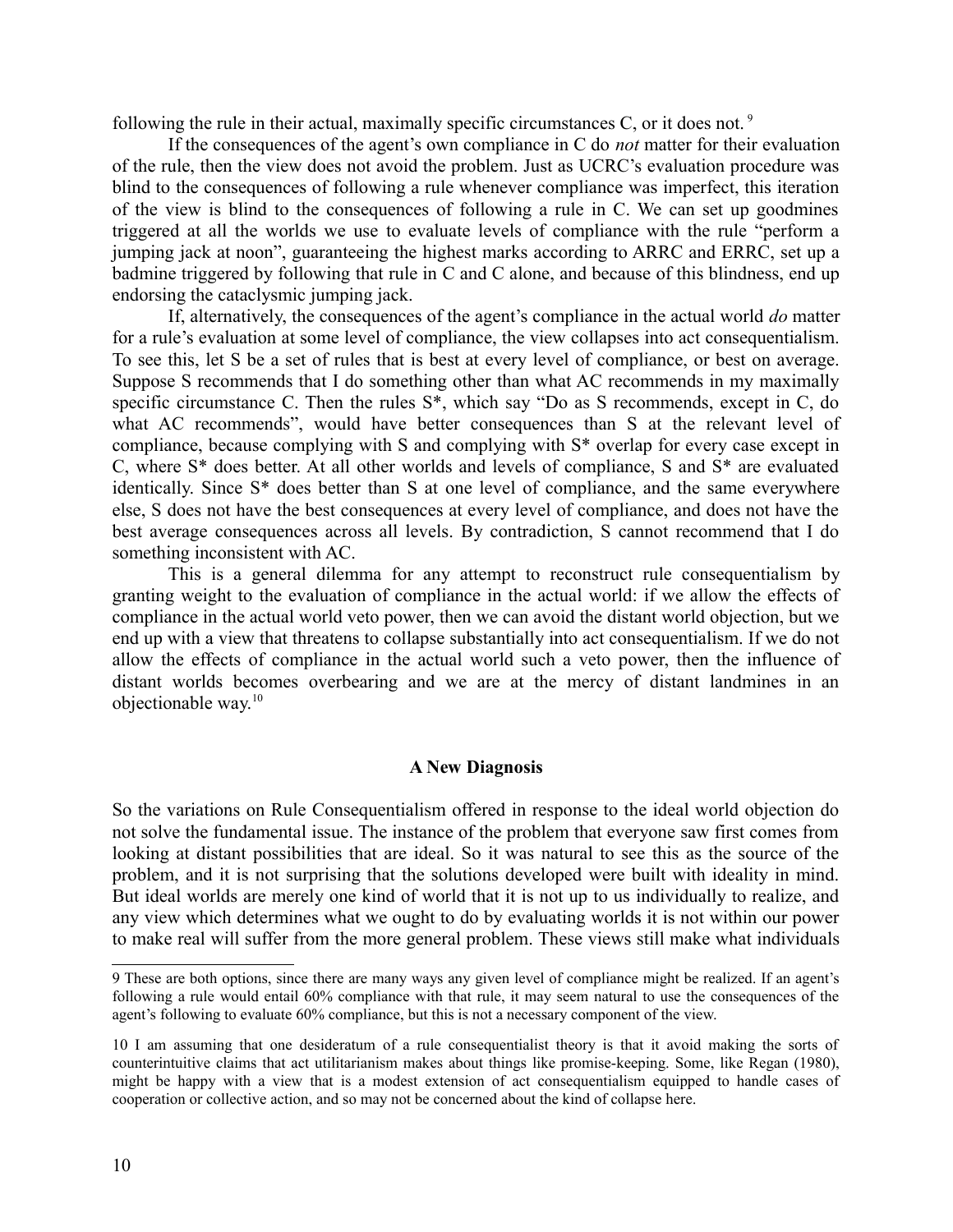following the rule in their actual, maximally specific circumstances C, or it does not.[9]

If the consequences of the agent's own compliance in C do *not* matter for their evaluation of the rule, then the view does not avoid the problem. Just as UCRC's evaluation procedure was blind to the consequences of following a rule whenever compliance was imperfect, this iteration of the view is blind to the consequences of following a rule in C. We can set up goodmines triggered at all the worlds we use to evaluate levels of compliance with the rule "perform a jumping jack at noon", guaranteeing the highest marks according to ARRC and ERRC, set up a badmine triggered by following that rule in C and C alone, and because of this blindness, end up endorsing the cataclysmic jumping jack.

If, alternatively, the consequences of the agent's compliance in the actual world *do* matter for a rule's evaluation at some level of compliance, the view collapses into act consequentialism. To see this, let S be a set of rules that is best at every level of compliance, or best on average. Suppose S recommends that I do something other than what AC recommends in my maximally specific circumstance C. Then the rules S*, which say "Do as S recommends, except in C, do what AC recommends", would have better consequences than S at the relevant level of compliance, because complying with S and complying with S* overlap for every case except in C, where S* does better. At all other worlds and levels of compliance, S and S* are evaluated identically. Since S* does better than S at one level of compliance, and the same everywhere else, S does not have the best consequences at every level of compliance, and does not have the best average consequences across all levels. By contradiction, S cannot recommend that I do something inconsistent with AC.

This is a general dilemma for any attempt to reconstruct rule consequentialism by granting weight to the evaluation of compliance in the actual world: if we allow the effects of compliance in the actual world veto power, then we can avoid the distant world objection, but we end up with a view that threatens to collapse substantially into act consequentialism. If we do not allow the effects of compliance in the actual world such a veto power, then the influence of distant worlds becomes overbearing and we are at the mercy of distant landmines in an objectionable way.[10]

## A New Diagnosis

So the variations on Rule Consequentialism offered in response to the ideal world objection do not solve the fundamental issue. The instance of the problem that everyone saw first comes from looking at distant possibilities that are ideal. So it was natural to see this as the source of the problem, and it is not surprising that the solutions developed were built with ideality in mind. But ideal worlds are merely one kind of world that it is not up to us individually to realize, and any view which determines what we ought to do by evaluating worlds it is not within our power to make real will suffer from the more general problem. These views still make what individuals

---

9 These are both options, since there are many ways any given level of compliance might be realized. If an agent's following a rule would entail 60% compliance with that rule, it may seem natural to use the consequences of the agent's following to evaluate 60% compliance, but this is not a necessary component of the view.

10 I am assuming that one desideratum of a rule consequentialist theory is that it avoid making the sorts of counterintuitive claims that act utilitarianism makes about things like promise-keeping. Some, like Regan (1980), might be happy with a view that is a modest extension of act consequentialism equipped to handle cases of cooperation or collective action, and so may not be concerned about the kind of collapse here.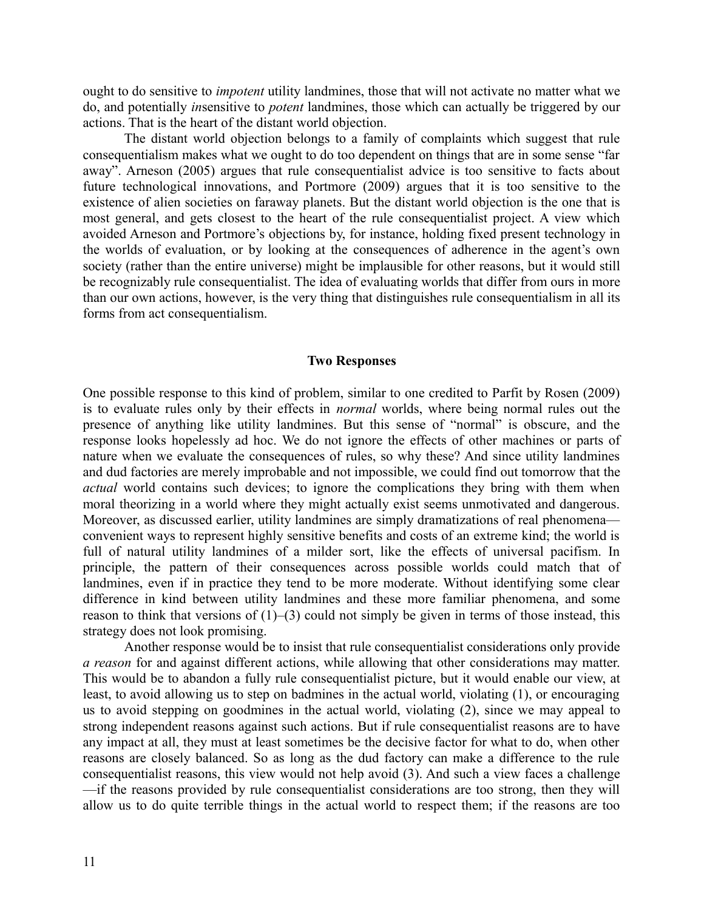ought to do sensitive to *impotent* utility landmines, those that will not activate no matter what we do, and potentially *in*sensitive to *potent* landmines, those which can actually be triggered by our actions. That is the heart of the distant world objection.

The distant world objection belongs to a family of complaints which suggest that rule consequentialism makes what we ought to do too dependent on things that are in some sense "far away". Arneson (2005) argues that rule consequentialist advice is too sensitive to facts about future technological innovations, and Portmore (2009) argues that it is too sensitive to the existence of alien societies on faraway planets. But the distant world objection is the one that is most general, and gets closest to the heart of the rule consequentialist project. A view which avoided Arneson and Portmore's objections by, for instance, holding fixed present technology in the worlds of evaluation, or by looking at the consequences of adherence in the agent's own society (rather than the entire universe) might be implausible for other reasons, but it would still be recognizably rule consequentialist. The idea of evaluating worlds that differ from ours in more than our own actions, however, is the very thing that distinguishes rule consequentialism in all its forms from act consequentialism.

## Two Responses

One possible response to this kind of problem, similar to one credited to Parfit by Rosen (2009) is to evaluate rules only by their effects in *normal* worlds, where being normal rules out the presence of anything like utility landmines. But this sense of "normal" is obscure, and the response looks hopelessly ad hoc. We do not ignore the effects of other machines or parts of nature when we evaluate the consequences of rules, so why these? And since utility landmines and dud factories are merely improbable and not impossible, we could find out tomorrow that the *actual* world contains such devices; to ignore the complications they bring with them when moral theorizing in a world where they might actually exist seems unmotivated and dangerous. Moreover, as discussed earlier, utility landmines are simply dramatizations of real phenomena—convenient ways to represent highly sensitive benefits and costs of an extreme kind; the world is full of natural utility landmines of a milder sort, like the effects of universal pacifism. In principle, the pattern of their consequences across possible worlds could match that of landmines, even if in practice they tend to be more moderate. Without identifying some clear difference in kind between utility landmines and these more familiar phenomena, and some reason to think that versions of (1)–(3) could not simply be given in terms of those instead, this strategy does not look promising.

Another response would be to insist that rule consequentialist considerations only provide *a reason* for and against different actions, while allowing that other considerations may matter. This would be to abandon a fully rule consequentialist picture, but it would enable our view, at least, to avoid allowing us to step on badmines in the actual world, violating (1), or encouraging us to avoid stepping on goodmines in the actual world, violating (2), since we may appeal to strong independent reasons against such actions. But if rule consequentialist reasons are to have any impact at all, they must at least sometimes be the decisive factor for what to do, when other reasons are closely balanced. So as long as the dud factory can make a difference to the rule consequentialist reasons, this view would not help avoid (3). And such a view faces a challenge—if the reasons provided by rule consequentialist considerations are too strong, then they will allow us to do quite terrible things in the actual world to respect them; if the reasons are too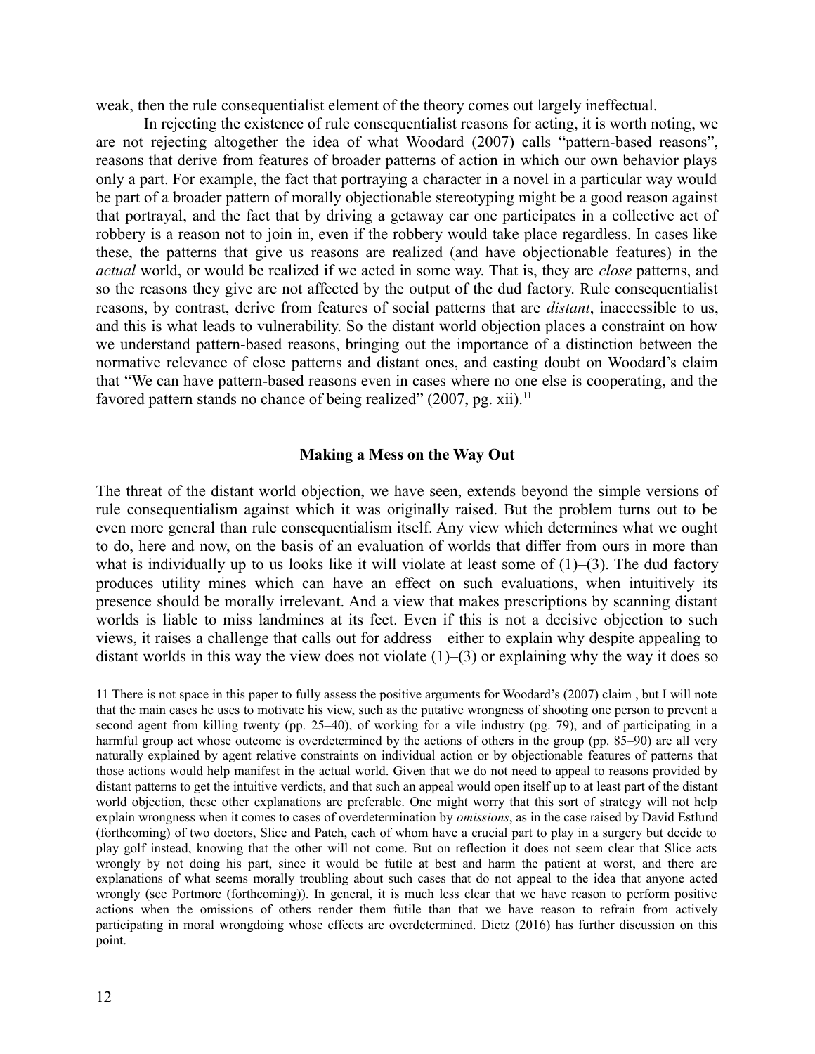weak, then the rule consequentialist element of the theory comes out largely ineffectual.

In rejecting the existence of rule consequentialist reasons for acting, it is worth noting, we are not rejecting altogether the idea of what Woodard (2007) calls "pattern-based reasons", reasons that derive from features of broader patterns of action in which our own behavior plays only a part. For example, the fact that portraying a character in a novel in a particular way would be part of a broader pattern of morally objectionable stereotyping might be a good reason against that portrayal, and the fact that by driving a getaway car one participates in a collective act of robbery is a reason not to join in, even if the robbery would take place regardless. In cases like these, the patterns that give us reasons are realized (and have objectionable features) in the *actual* world, or would be realized if we acted in some way. That is, they are *close* patterns, and so the reasons they give are not affected by the output of the dud factory. Rule consequentialist reasons, by contrast, derive from features of social patterns that are *distant*, inaccessible to us, and this is what leads to vulnerability. So the distant world objection places a constraint on how we understand pattern-based reasons, bringing out the importance of a distinction between the normative relevance of close patterns and distant ones, and casting doubt on Woodard's claim that "We can have pattern-based reasons even in cases where no one else is cooperating, and the favored pattern stands no chance of being realized" (2007, pg. xii).[11]

## Making a Mess on the Way Out

The threat of the distant world objection, we have seen, extends beyond the simple versions of rule consequentialism against which it was originally raised. But the problem turns out to be even more general than rule consequentialism itself. Any view which determines what we ought to do, here and now, on the basis of an evaluation of worlds that differ from ours in more than what is individually up to us looks like it will violate at least some of (1)–(3). The dud factory produces utility mines which can have an effect on such evaluations, when intuitively its presence should be morally irrelevant. And a view that makes prescriptions by scanning distant worlds is liable to miss landmines at its feet. Even if this is not a decisive objection to such views, it raises a challenge that calls out for address—either to explain why despite appealing to distant worlds in this way the view does not violate (1)–(3) or explaining why the way it does so

---

11 There is not space in this paper to fully assess the positive arguments for Woodard's (2007) claim , but I will note that the main cases he uses to motivate his view, such as the putative wrongness of shooting one person to prevent a second agent from killing twenty (pp. 25–40), of working for a vile industry (pg. 79), and of participating in a harmful group act whose outcome is overdetermined by the actions of others in the group (pp. 85–90) are all very naturally explained by agent relative constraints on individual action or by objectionable features of patterns that those actions would help manifest in the actual world. Given that we do not need to appeal to reasons provided by distant patterns to get the intuitive verdicts, and that such an appeal would open itself up to at least part of the distant world objection, these other explanations are preferable. One might worry that this sort of strategy will not help explain wrongness when it comes to cases of overdetermination by *omissions*, as in the case raised by David Estlund (forthcoming) of two doctors, Slice and Patch, each of whom have a crucial part to play in a surgery but decide to play golf instead, knowing that the other will not come. But on reflection it does not seem clear that Slice acts wrongly by not doing his part, since it would be futile at best and harm the patient at worst, and there are explanations of what seems morally troubling about such cases that do not appeal to the idea that anyone acted wrongly (see Portmore (forthcoming)). In general, it is much less clear that we have reason to perform positive actions when the omissions of others render them futile than that we have reason to refrain from actively participating in moral wrongdoing whose effects are overdetermined. Dietz (2016) has further discussion on this point.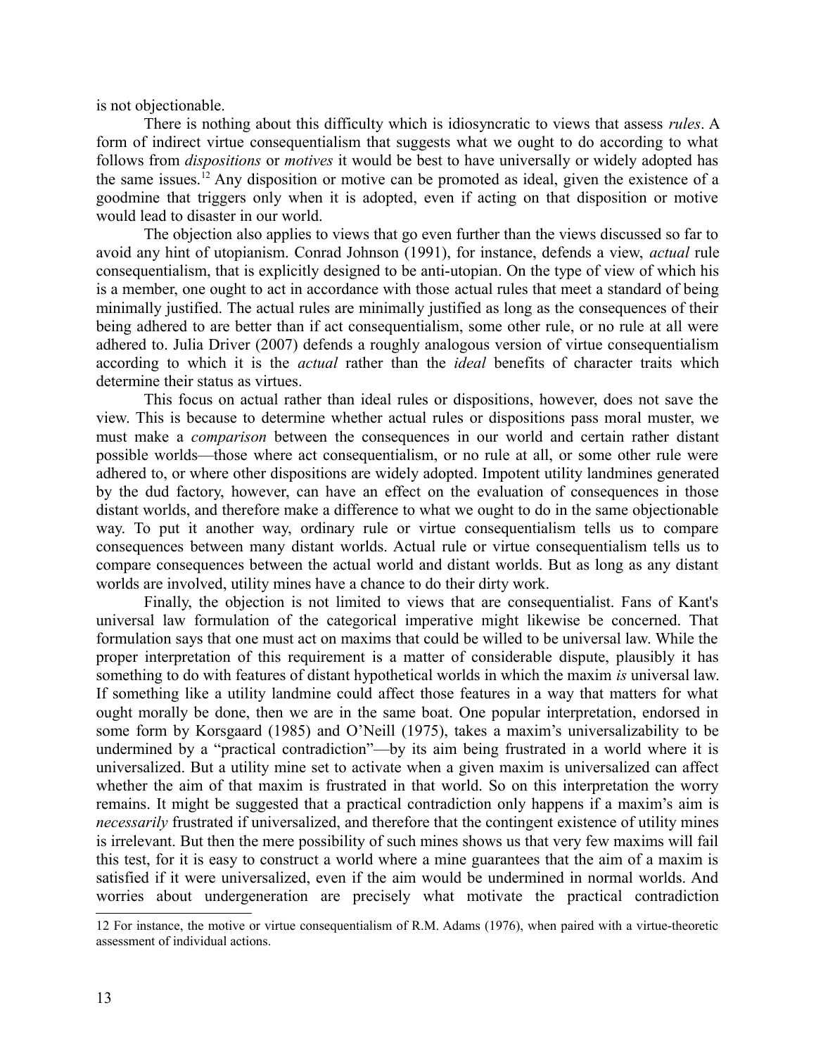is not objectionable.

There is nothing about this difficulty which is idiosyncratic to views that assess *rules*. A form of indirect virtue consequentialism that suggests what we ought to do according to what follows from *dispositions* or *motives* it would be best to have universally or widely adopted has the same issues.[12] Any disposition or motive can be promoted as ideal, given the existence of a goodmine that triggers only when it is adopted, even if acting on that disposition or motive would lead to disaster in our world.

The objection also applies to views that go even further than the views discussed so far to avoid any hint of utopianism. Conrad Johnson (1991), for instance, defends a view, *actual* rule consequentialism, that is explicitly designed to be anti-utopian. On the type of view of which his is a member, one ought to act in accordance with those actual rules that meet a standard of being minimally justified. The actual rules are minimally justified as long as the consequences of their being adhered to are better than if act consequentialism, some other rule, or no rule at all were adhered to. Julia Driver (2007) defends a roughly analogous version of virtue consequentialism according to which it is the *actual* rather than the *ideal* benefits of character traits which determine their status as virtues.

This focus on actual rather than ideal rules or dispositions, however, does not save the view. This is because to determine whether actual rules or dispositions pass moral muster, we must make a *comparison* between the consequences in our world and certain rather distant possible worlds—those where act consequentialism, or no rule at all, or some other rule were adhered to, or where other dispositions are widely adopted. Impotent utility landmines generated by the dud factory, however, can have an effect on the evaluation of consequences in those distant worlds, and therefore make a difference to what we ought to do in the same objectionable way. To put it another way, ordinary rule or virtue consequentialism tells us to compare consequences between many distant worlds. Actual rule or virtue consequentialism tells us to compare consequences between the actual world and distant worlds. But as long as any distant worlds are involved, utility mines have a chance to do their dirty work.

Finally, the objection is not limited to views that are consequentialist. Fans of Kant's universal law formulation of the categorical imperative might likewise be concerned. That formulation says that one must act on maxims that could be willed to be universal law. While the proper interpretation of this requirement is a matter of considerable dispute, plausibly it has something to do with features of distant hypothetical worlds in which the maxim *is* universal law. If something like a utility landmine could affect those features in a way that matters for what ought morally be done, then we are in the same boat. One popular interpretation, endorsed in some form by Korsgaard (1985) and O'Neill (1975), takes a maxim's universalizability to be undermined by a "practical contradiction"—by its aim being frustrated in a world where it is universalized. But a utility mine set to activate when a given maxim is universalized can affect whether the aim of that maxim is frustrated in that world. So on this interpretation the worry remains. It might be suggested that a practical contradiction only happens if a maxim's aim is *necessarily* frustrated if universalized, and therefore that the contingent existence of utility mines is irrelevant. But then the mere possibility of such mines shows us that very few maxims will fail this test, for it is easy to construct a world where a mine guarantees that the aim of a maxim is satisfied if it were universalized, even if the aim would be undermined in normal worlds. And worries about undergeneration are precisely what motivate the practical contradiction

---

[12] For instance, the motive or virtue consequentialism of R.M. Adams (1976), when paired with a virtue-theoretic assessment of individual actions.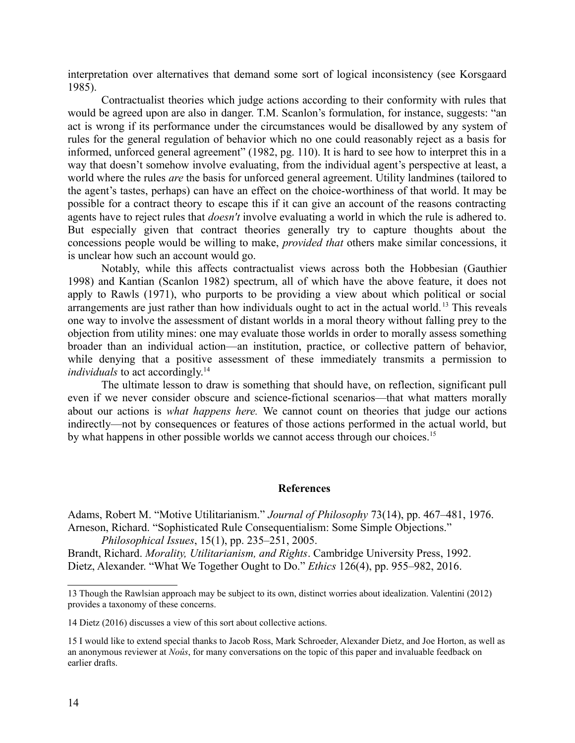interpretation over alternatives that demand some sort of logical inconsistency (see Korsgaard 1985).

Contractualist theories which judge actions according to their conformity with rules that would be agreed upon are also in danger. T.M. Scanlon's formulation, for instance, suggests: "an act is wrong if its performance under the circumstances would be disallowed by any system of rules for the general regulation of behavior which no one could reasonably reject as a basis for informed, unforced general agreement" (1982, pg. 110). It is hard to see how to interpret this in a way that doesn't somehow involve evaluating, from the individual agent's perspective at least, a world where the rules *are* the basis for unforced general agreement. Utility landmines (tailored to the agent's tastes, perhaps) can have an effect on the choice-worthiness of that world. It may be possible for a contract theory to escape this if it can give an account of the reasons contracting agents have to reject rules that *doesn't* involve evaluating a world in which the rule is adhered to. But especially given that contract theories generally try to capture thoughts about the concessions people would be willing to make, *provided that* others make similar concessions, it is unclear how such an account would go.

Notably, while this affects contractualist views across both the Hobbesian (Gauthier 1998) and Kantian (Scanlon 1982) spectrum, all of which have the above feature, it does not apply to Rawls (1971), who purports to be providing a view about which political or social arrangements are just rather than how individuals ought to act in the actual world.[13] This reveals one way to involve the assessment of distant worlds in a moral theory without falling prey to the objection from utility mines: one may evaluate those worlds in order to morally assess something broader than an individual action—an institution, practice, or collective pattern of behavior, while denying that a positive assessment of these immediately transmits a permission to *individuals* to act accordingly.[14]

The ultimate lesson to draw is something that should have, on reflection, significant pull even if we never consider obscure and science-fictional scenarios—that what matters morally about our actions is *what happens here.* We cannot count on theories that judge our actions indirectly—not by consequences or features of those actions performed in the actual world, but by what happens in other possible worlds we cannot access through our choices.[15]

## References

Adams, Robert M. "Motive Utilitarianism." *Journal of Philosophy* 73(14), pp. 467–481, 1976.

Arneson, Richard. "Sophisticated Rule Consequentialism: Some Simple Objections." *Philosophical Issues*, 15(1), pp. 235–251, 2005.

Brandt, Richard. *Morality, Utilitarianism, and Rights*. Cambridge University Press, 1992.

Dietz, Alexander. "What We Together Ought to Do." *Ethics* 126(4), pp. 955–982, 2016.

---

13 Though the Rawlsian approach may be subject to its own, distinct worries about idealization. Valentini (2012) provides a taxonomy of these concerns.

14 Dietz (2016) discusses a view of this sort about collective actions.

15 I would like to extend special thanks to Jacob Ross, Mark Schroeder, Alexander Dietz, and Joe Horton, as well as an anonymous reviewer at *Noûs*, for many conversations on the topic of this paper and invaluable feedback on earlier drafts.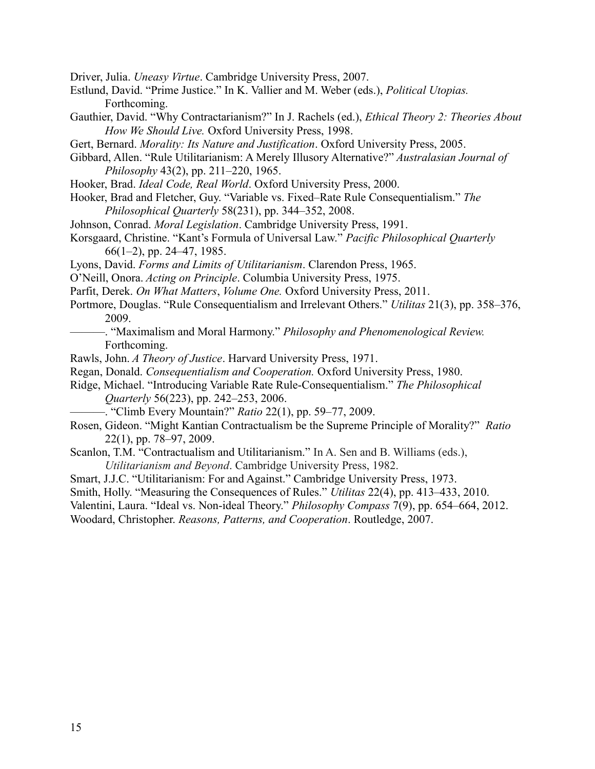Driver, Julia. *Uneasy Virtue*. Cambridge University Press, 2007.

Estlund, David. "Prime Justice." In K. Vallier and M. Weber (eds.), *Political Utopias.* Forthcoming.

Gauthier, David. "Why Contractarianism?" In J. Rachels (ed.), *Ethical Theory 2: Theories About How We Should Live.* Oxford University Press, 1998.

Gert, Bernard. *Morality: Its Nature and Justification*. Oxford University Press, 2005.

Gibbard, Allen. "Rule Utilitarianism: A Merely Illusory Alternative?" *Australasian Journal of Philosophy* 43(2), pp. 211–220, 1965.

Hooker, Brad. *Ideal Code, Real World*. Oxford University Press, 2000.

Hooker, Brad and Fletcher, Guy. "Variable vs. Fixed–Rate Rule Consequentialism." *The Philosophical Quarterly* 58(231), pp. 344–352, 2008.

Johnson, Conrad. *Moral Legislation*. Cambridge University Press, 1991.

Korsgaard, Christine. "Kant's Formula of Universal Law." *Pacific Philosophical Quarterly* 66(1–2), pp. 24–47, 1985.

Lyons, David. *Forms and Limits of Utilitarianism*. Clarendon Press, 1965.

O'Neill, Onora. *Acting on Principle*. Columbia University Press, 1975.

Parfit, Derek. *On What Matters*, *Volume One.* Oxford University Press, 2011.

Portmore, Douglas. "Rule Consequentialism and Irrelevant Others." *Utilitas* 21(3), pp. 358–376, 2009.

———. "Maximalism and Moral Harmony." *Philosophy and Phenomenological Review.* Forthcoming.

Rawls, John. *A Theory of Justice*. Harvard University Press, 1971.

Regan, Donald. *Consequentialism and Cooperation.* Oxford University Press, 1980.

Ridge, Michael. "Introducing Variable Rate Rule-Consequentialism." *The Philosophical Quarterly* 56(223), pp. 242–253, 2006.

———. "Climb Every Mountain?" *Ratio* 22(1), pp. 59–77, 2009.

Rosen, Gideon. "Might Kantian Contractualism be the Supreme Principle of Morality?" *Ratio* 22(1), pp. 78–97, 2009.

Scanlon, T.M. "Contractualism and Utilitarianism." In A. Sen and B. Williams (eds.), *Utilitarianism and Beyond*. Cambridge University Press, 1982.

Smart, J.J.C. "Utilitarianism: For and Against." Cambridge University Press, 1973.

Smith, Holly. "Measuring the Consequences of Rules." *Utilitas* 22(4), pp. 413–433, 2010.

Valentini, Laura. "Ideal vs. Non-ideal Theory." *Philosophy Compass* 7(9), pp. 654–664, 2012.

Woodard, Christopher. *Reasons, Patterns, and Cooperation*. Routledge, 2007.